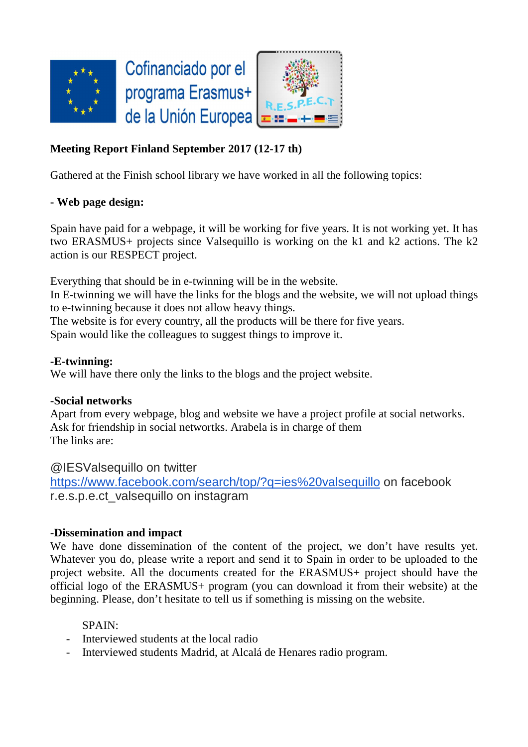Cofinanciado por el programa Erasmus+ de la Unión Europea

**Meeting Report Finland September 2017 (12-17 th)**

Gathered at the Finish school library we have worked in all the following topics:

**- Web page design:**

Spain have paid for a webpage, it will be working for five years. It is not working yet. It has two ERASMUS+ projects since Valsequillo is working on the k1 and k2 actions. The k2 action is our RESPECT project.

Everything that should be in e-twinning will be in the website.
In E-twinning we will have the links for the blogs and the website, we will not upload things to e-twinning because it does not allow heavy things.
The website is for every country, all the products will be there for five years.
Spain would like the colleagues to suggest things to improve it.

**-E-twinning:**
We will have there only the links to the blogs and the project website.

**-Social networks**
Apart from every webpage, blog and website we have a project profile at social networks.
Ask for friendship in social networtks. Arabela is in charge of them
The links are:

@IESValsequillo on twitter
https://www.facebook.com/search/top/?q=ies%20valsequillo on facebook
r.e.s.p.e.ct_valsequillo on instagram

-**Dissemination and impact**
We have done dissemination of the content of the project, we don't have results yet. Whatever you do, please write a report and send it to Spain in order to be uploaded to the project website. All the documents created for the ERASMUS+ project should have the official logo of the ERASMUS+ program (you can download it from their website) at the beginning. Please, don't hesitate to tell us if something is missing on the website.

SPAIN:

- Interviewed students at the local radio
- Interviewed students Madrid, at Alcalá de Henares radio program.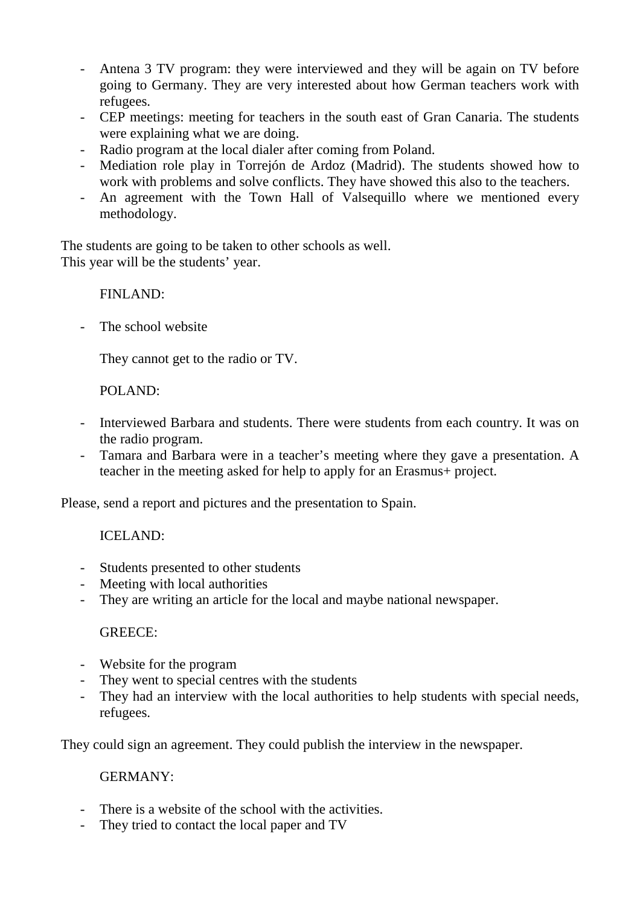- Antena 3 TV program: they were interviewed and they will be again on TV before going to Germany. They are very interested about how German teachers work with refugees.
- CEP meetings: meeting for teachers in the south east of Gran Canaria. The students were explaining what we are doing.
- Radio program at the local dialer after coming from Poland.
- Mediation role play in Torrejón de Ardoz (Madrid). The students showed how to work with problems and solve conflicts. They have showed this also to the teachers.
- An agreement with the Town Hall of Valsequillo where we mentioned every methodology.

The students are going to be taken to other schools as well.
This year will be the students' year.

FINLAND:

- The school website

They cannot get to the radio or TV.

POLAND:

- Interviewed Barbara and students. There were students from each country. It was on the radio program.
- Tamara and Barbara were in a teacher's meeting where they gave a presentation. A teacher in the meeting asked for help to apply for an Erasmus+ project.

Please, send a report and pictures and the presentation to Spain.

ICELAND:

- Students presented to other students
- Meeting with local authorities
- They are writing an article for the local and maybe national newspaper.

GREECE:

- Website for the program
- They went to special centres with the students
- They had an interview with the local authorities to help students with special needs, refugees.

They could sign an agreement. They could publish the interview in the newspaper.

GERMANY:

- There is a website of the school with the activities.
- They tried to contact the local paper and TV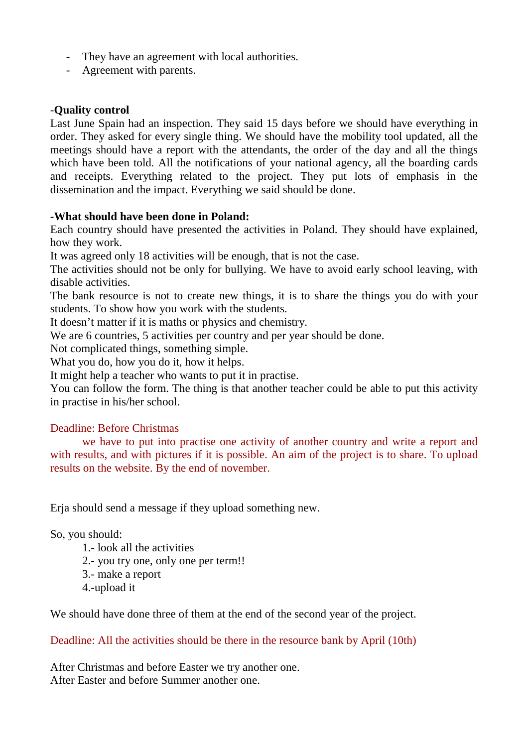- They have an agreement with local authorities.
- Agreement with parents.

**-Quality control**

Last June Spain had an inspection. They said 15 days before we should have everything in order. They asked for every single thing. We should have the mobility tool updated, all the meetings should have a report with the attendants, the order of the day and all the things which have been told. All the notifications of your national agency, all the boarding cards and receipts. Everything related to the project. They put lots of emphasis in the dissemination and the impact. Everything we said should be done.

**-What should have been done in Poland:**

Each country should have presented the activities in Poland. They should have explained, how they work.

It was agreed only 18 activities will be enough, that is not the case.

The activities should not be only for bullying. We have to avoid early school leaving, with disable activities.

The bank resource is not to create new things, it is to share the things you do with your students. To show how you work with the students.

It doesn't matter if it is maths or physics and chemistry.

We are 6 countries, 5 activities per country and per year should be done.

Not complicated things, something simple.

What you do, how you do it, how it helps.

It might help a teacher who wants to put it in practise.

You can follow the form. The thing is that another teacher could be able to put this activity in practise in his/her school.

Deadline: Before Christmas

we have to put into practise one activity of another country and write a report and with results, and with pictures if it is possible. An aim of the project is to share. To upload results on the website. By the end of november.

Erja should send a message if they upload something new.

So, you should:

1.- look all the activities
2.- you try one, only one per term!!
3.- make a report
4.-upload it

We should have done three of them at the end of the second year of the project.

Deadline: All the activities should be there in the resource bank by April (10th)

After Christmas and before Easter we try another one.
After Easter and before Summer another one.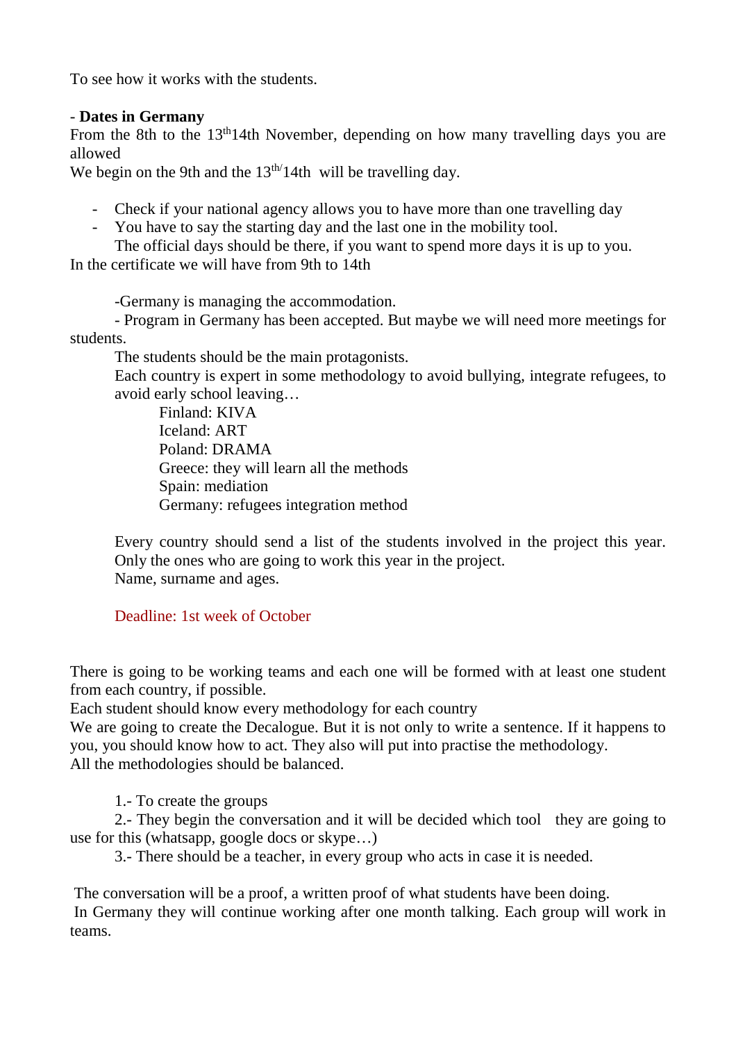To see how it works with the students.

- **Dates in Germany**

From the 8th to the 13th14th November, depending on how many travelling days you are allowed

We begin on the 9th and the 13th/14th will be travelling day.

- Check if your national agency allows you to have more than one travelling day
- You have to say the starting day and the last one in the mobility tool.

  The official days should be there, if you want to spend more days it is up to you.

In the certificate we will have from 9th to 14th

-Germany is managing the accommodation.

- Program in Germany has been accepted. But maybe we will need more meetings for students.

The students should be the main protagonists.

Each country is expert in some methodology to avoid bullying, integrate refugees, to avoid early school leaving…

Finland: KIVA
Iceland: ART
Poland: DRAMA
Greece: they will learn all the methods
Spain: mediation
Germany: refugees integration method

Every country should send a list of the students involved in the project this year. Only the ones who are going to work this year in the project.
Name, surname and ages.

Deadline: 1st week of October

There is going to be working teams and each one will be formed with at least one student from each country, if possible.

Each student should know every methodology for each country

We are going to create the Decalogue. But it is not only to write a sentence. If it happens to you, you should know how to act. They also will put into practise the methodology.

All the methodologies should be balanced.

1.- To create the groups

2.- They begin the conversation and it will be decided which tool they are going to use for this (whatsapp, google docs or skype…)

3.- There should be a teacher, in every group who acts in case it is needed.

The conversation will be a proof, a written proof of what students have been doing.

In Germany they will continue working after one month talking. Each group will work in teams.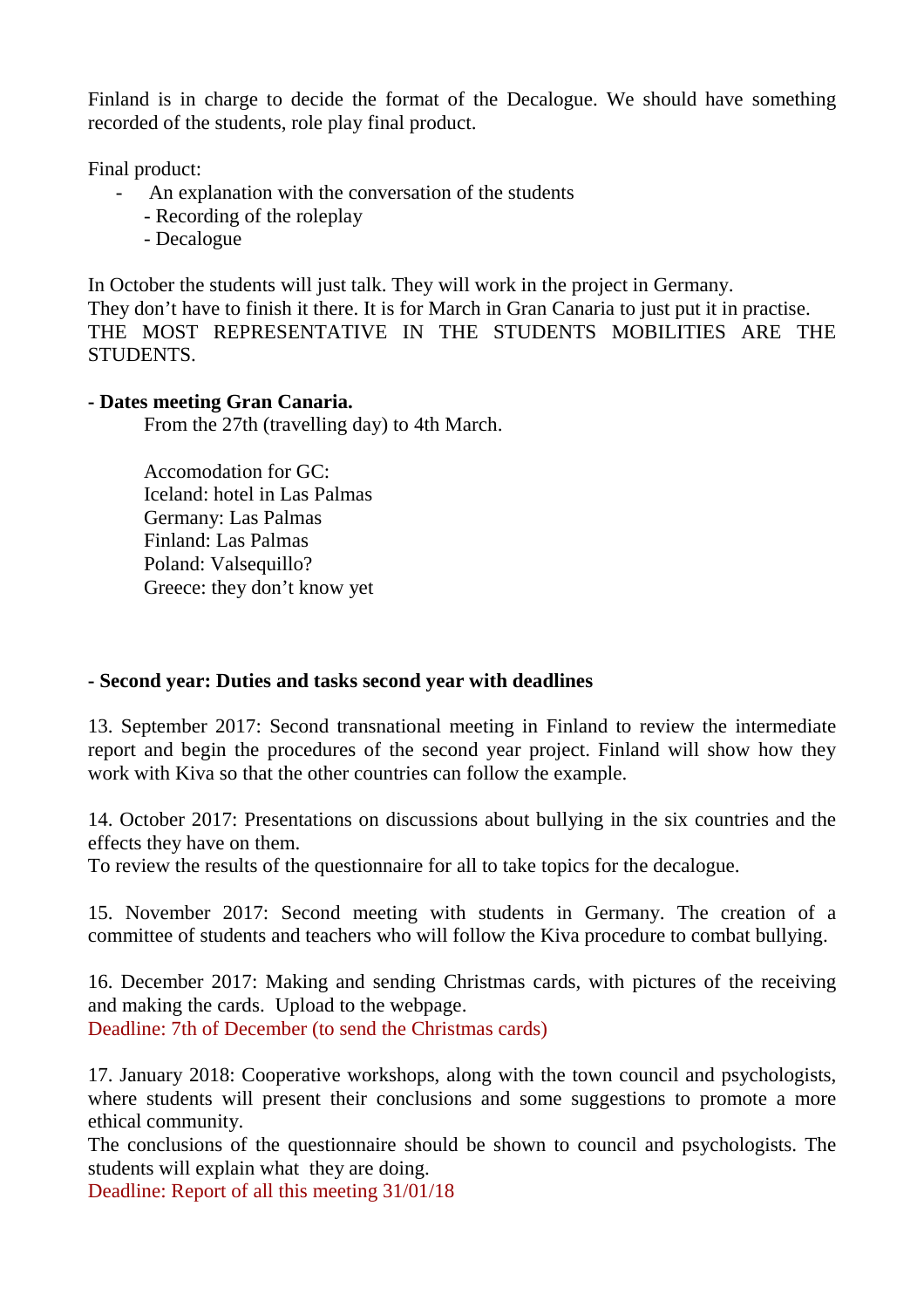Finland is in charge to decide the format of the Decalogue. We should have something recorded of the students, role play final product.

Final product:

- An explanation with the conversation of the students
- Recording of the roleplay
- Decalogue

In October the students will just talk. They will work in the project in Germany.
They don't have to finish it there. It is for March in Gran Canaria to just put it in practise.
THE MOST REPRESENTATIVE IN THE STUDENTS MOBILITIES ARE THE STUDENTS.

**- Dates meeting Gran Canaria.**

From the 27th (travelling day) to 4th March.

Accomodation for GC:
Iceland: hotel in Las Palmas
Germany: Las Palmas
Finland: Las Palmas
Poland: Valsequillo?
Greece: they don't know yet

**- Second year: Duties and tasks second year with deadlines**

13. September 2017: Second transnational meeting in Finland to review the intermediate report and begin the procedures of the second year project. Finland will show how they work with Kiva so that the other countries can follow the example.

14. October 2017: Presentations on discussions about bullying in the six countries and the effects they have on them.
To review the results of the questionnaire for all to take topics for the decalogue.

15. November 2017: Second meeting with students in Germany. The creation of a committee of students and teachers who will follow the Kiva procedure to combat bullying.

16. December 2017: Making and sending Christmas cards, with pictures of the receiving and making the cards. Upload to the webpage.
Deadline: 7th of December (to send the Christmas cards)

17. January 2018: Cooperative workshops, along with the town council and psychologists, where students will present their conclusions and some suggestions to promote a more ethical community.
The conclusions of the questionnaire should be shown to council and psychologists. The students will explain what they are doing.
Deadline: Report of all this meeting 31/01/18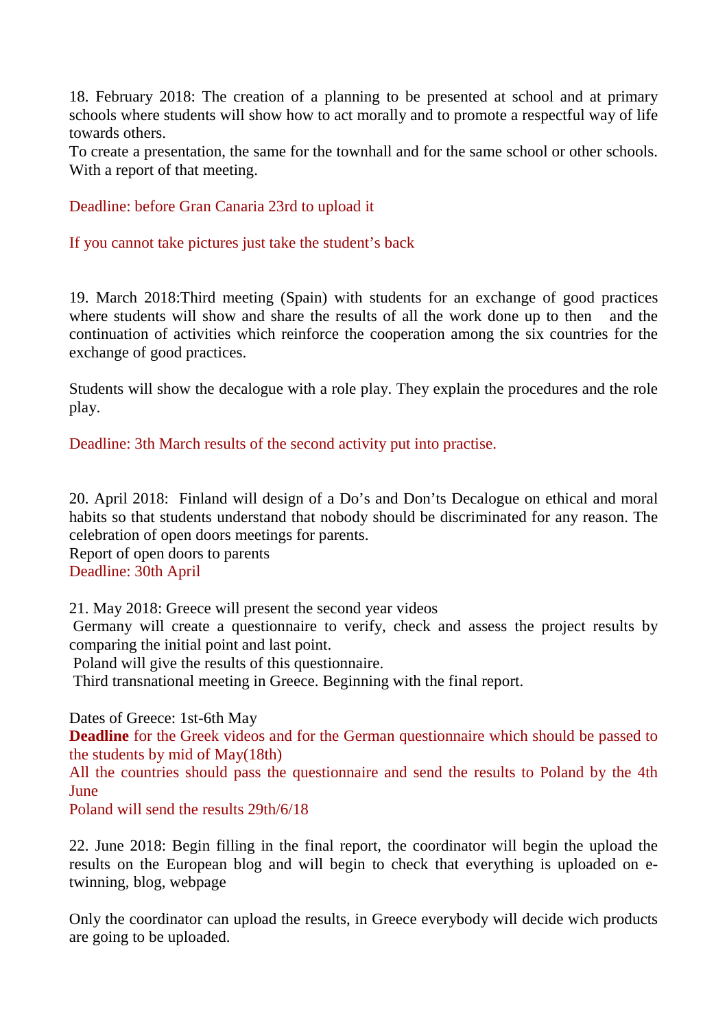18. February 2018: The creation of a planning to be presented at school and at primary schools where students will show how to act morally and to promote a respectful way of life towards others.
To create a presentation, the same for the townhall and for the same school or other schools. With a report of that meeting.

Deadline: before Gran Canaria 23rd to upload it

If you cannot take pictures just take the student's back

19. March 2018:Third meeting (Spain) with students for an exchange of good practices where students will show and share the results of all the work done up to then and the continuation of activities which reinforce the cooperation among the six countries for the exchange of good practices.

Students will show the decalogue with a role play. They explain the procedures and the role play.

Deadline: 3th March results of the second activity put into practise.

20. April 2018: Finland will design of a Do's and Don'ts Decalogue on ethical and moral habits so that students understand that nobody should be discriminated for any reason. The celebration of open doors meetings for parents.
Report of open doors to parents
Deadline: 30th April

21. May 2018: Greece will present the second year videos
Germany will create a questionnaire to verify, check and assess the project results by comparing the initial point and last point.
Poland will give the results of this questionnaire.
Third transnational meeting in Greece. Beginning with the final report.

Dates of Greece: 1st-6th May
**Deadline** for the Greek videos and for the German questionnaire which should be passed to the students by mid of May(18th)
All the countries should pass the questionnaire and send the results to Poland by the 4th June
Poland will send the results 29th/6/18

22. June 2018: Begin filling in the final report, the coordinator will begin the upload the results on the European blog and will begin to check that everything is uploaded on e-twinning, blog, webpage

Only the coordinator can upload the results, in Greece everybody will decide wich products are going to be uploaded.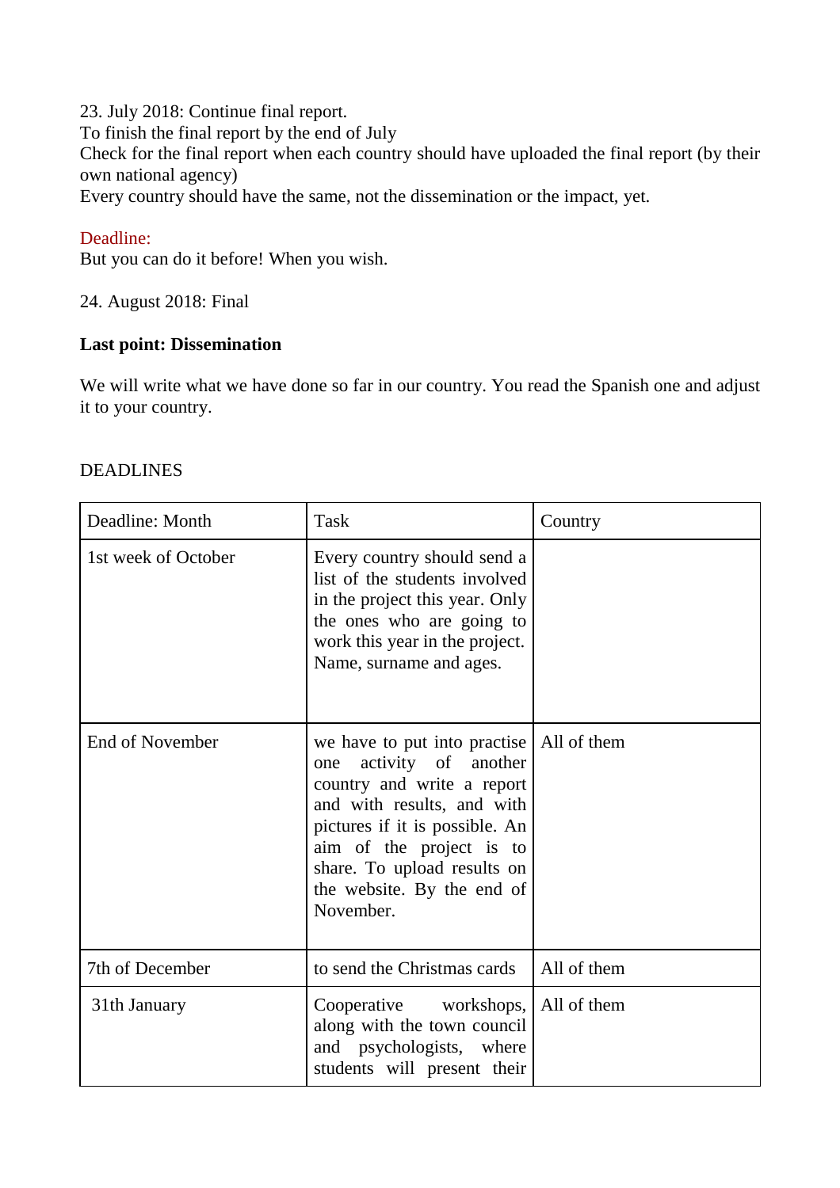23. July 2018: Continue final report.
To finish the final report by the end of July
Check for the final report when each country should have uploaded the final report (by their own national agency)
Every country should have the same, not the dissemination or the impact, yet.

Deadline:
But you can do it before! When you wish.

24. August 2018: Final

**Last point: Dissemination**

We will write what we have done so far in our country. You read the Spanish one and adjust it to your country.

DEADLINES

| Deadline: Month | Task | Country |
|---|---|---|
| 1st week of October | Every country should send a list of the students involved in the project this year. Only the ones who are going to work this year in the project. Name, surname and ages. | |
| End of November | we have to put into practise one activity of another country and write a report and with results, and with pictures if it is possible. An aim of the project is to share. To upload results on the website. By the end of November. | All of them |
| 7th of December | to send the Christmas cards | All of them |
| 31th January | Cooperative workshops, along with the town council and psychologists, where students will present their | All of them |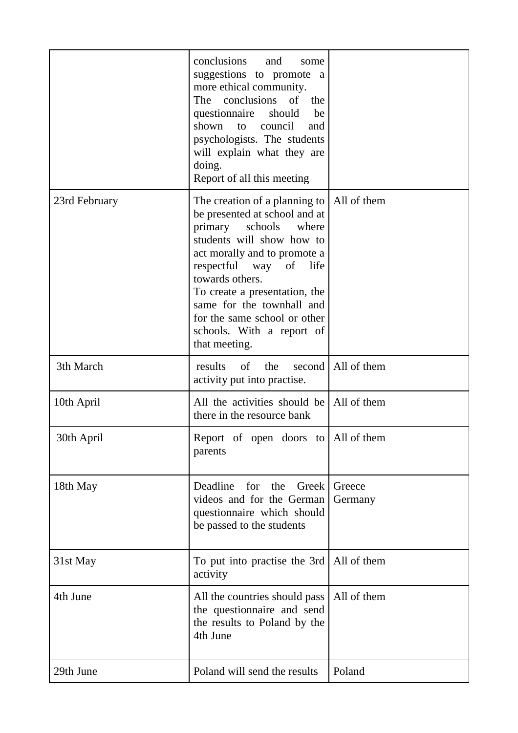| | | |
|---|---|---|
| | conclusions and some suggestions to promote a more ethical community.<br>The conclusions of the questionnaire should be shown to council and psychologists. The students will explain what they are doing.<br>Report of all this meeting | |
| 23rd February | The creation of a planning to be presented at school and at primary schools where students will show how to act morally and to promote a respectful way of life towards others.<br>To create a presentation, the same for the townhall and for the same school or other schools. With a report of that meeting. | All of them |
| 3th March | results of the second activity put into practise. | All of them |
| 10th April | All the activities should be there in the resource bank | All of them |
| 30th April | Report of open doors to parents | All of them |
| 18th May | Deadline for the Greek videos and for the German questionnaire which should be passed to the students | Greece<br>Germany |
| 31st May | To put into practise the 3rd activity | All of them |
| 4th June | All the countries should pass the questionnaire and send the results to Poland by the 4th June | All of them |
| 29th June | Poland will send the results | Poland |